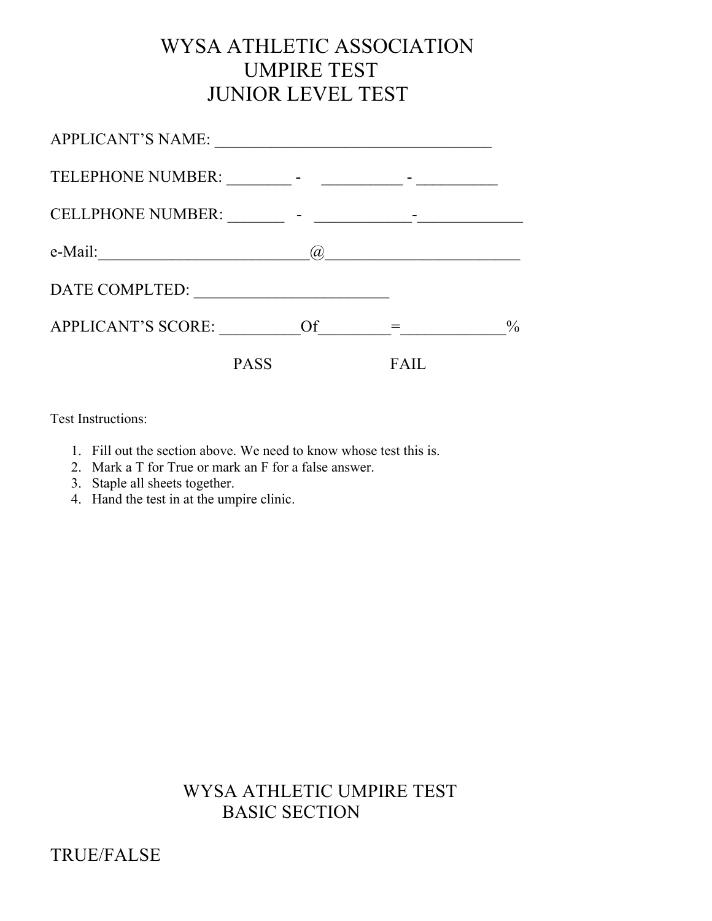# WYSA ATHLETIC ASSOCIATION
# UMPIRE TEST
# JUNIOR LEVEL TEST

APPLICANT'S NAME: ___________________________________

TELEPHONE NUMBER: ________ - __________ - __________

CELLPHONE NUMBER: _______ - ____________-_____________

e-Mail:___________________________@_________________________

DATE COMPLTED: _________________________

APPLICANT'S SCORE: __________Of_________=_____________%

PASS FAIL

Test Instructions:

1. Fill out the section above. We need to know whose test this is.
2. Mark a T for True or mark an F for a false answer.
3. Staple all sheets together.
4. Hand the test in at the umpire clinic.

## WYSA ATHLETIC UMPIRE TEST
## BASIC SECTION

TRUE/FALSE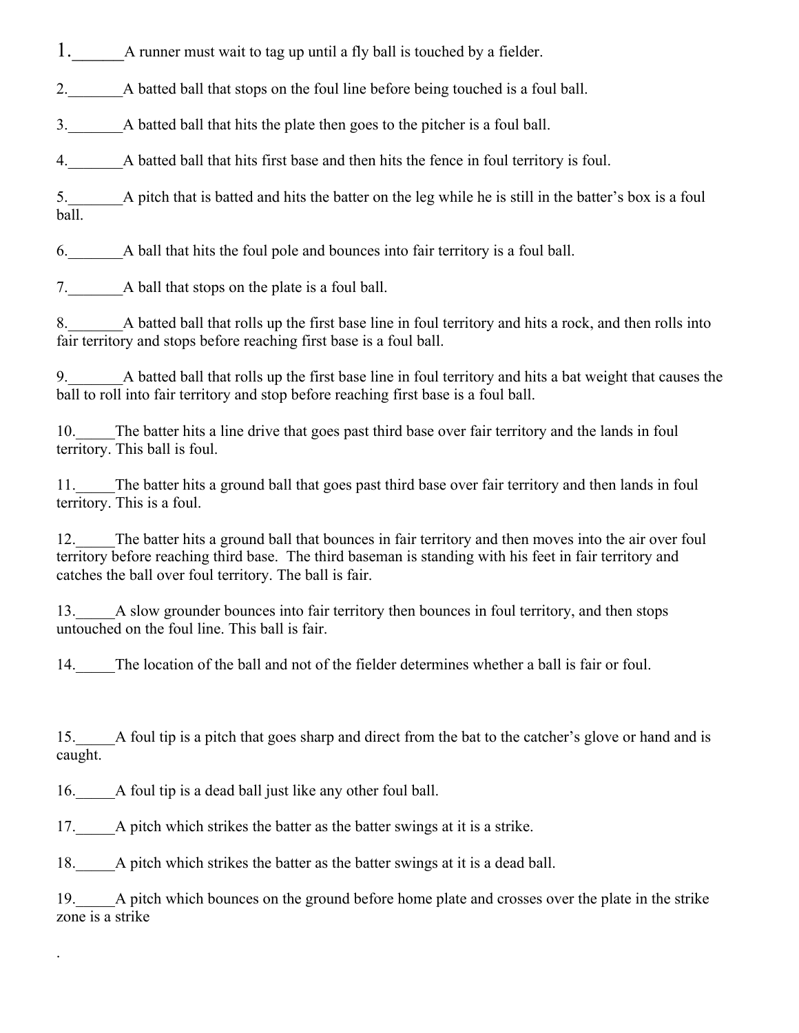1.______A runner must wait to tag up until a fly ball is touched by a fielder.

2._______A batted ball that stops on the foul line before being touched is a foul ball.

3._______A batted ball that hits the plate then goes to the pitcher is a foul ball.

4._______A batted ball that hits first base and then hits the fence in foul territory is foul.

5._______A pitch that is batted and hits the batter on the leg while he is still in the batter's box is a foul ball.

6._______A ball that hits the foul pole and bounces into fair territory is a foul ball.

7._______A ball that stops on the plate is a foul ball.

8._______A batted ball that rolls up the first base line in foul territory and hits a rock, and then rolls into fair territory and stops before reaching first base is a foul ball.

9._______A batted ball that rolls up the first base line in foul territory and hits a bat weight that causes the ball to roll into fair territory and stop before reaching first base is a foul ball.

10._____The batter hits a line drive that goes past third base over fair territory and the lands in foul territory. This ball is foul.

11._____The batter hits a ground ball that goes past third base over fair territory and then lands in foul territory. This is a foul.

12._____The batter hits a ground ball that bounces in fair territory and then moves into the air over foul territory before reaching third base. The third baseman is standing with his feet in fair territory and catches the ball over foul territory. The ball is fair.

13._____A slow grounder bounces into fair territory then bounces in foul territory, and then stops untouched on the foul line. This ball is fair.

14._____The location of the ball and not of the fielder determines whether a ball is fair or foul.

15._____A foul tip is a pitch that goes sharp and direct from the bat to the catcher's glove or hand and is caught.

16._____A foul tip is a dead ball just like any other foul ball.

17._____A pitch which strikes the batter as the batter swings at it is a strike.

18._____A pitch which strikes the batter as the batter swings at it is a dead ball.

19._____A pitch which bounces on the ground before home plate and crosses over the plate in the strike zone is a strike

.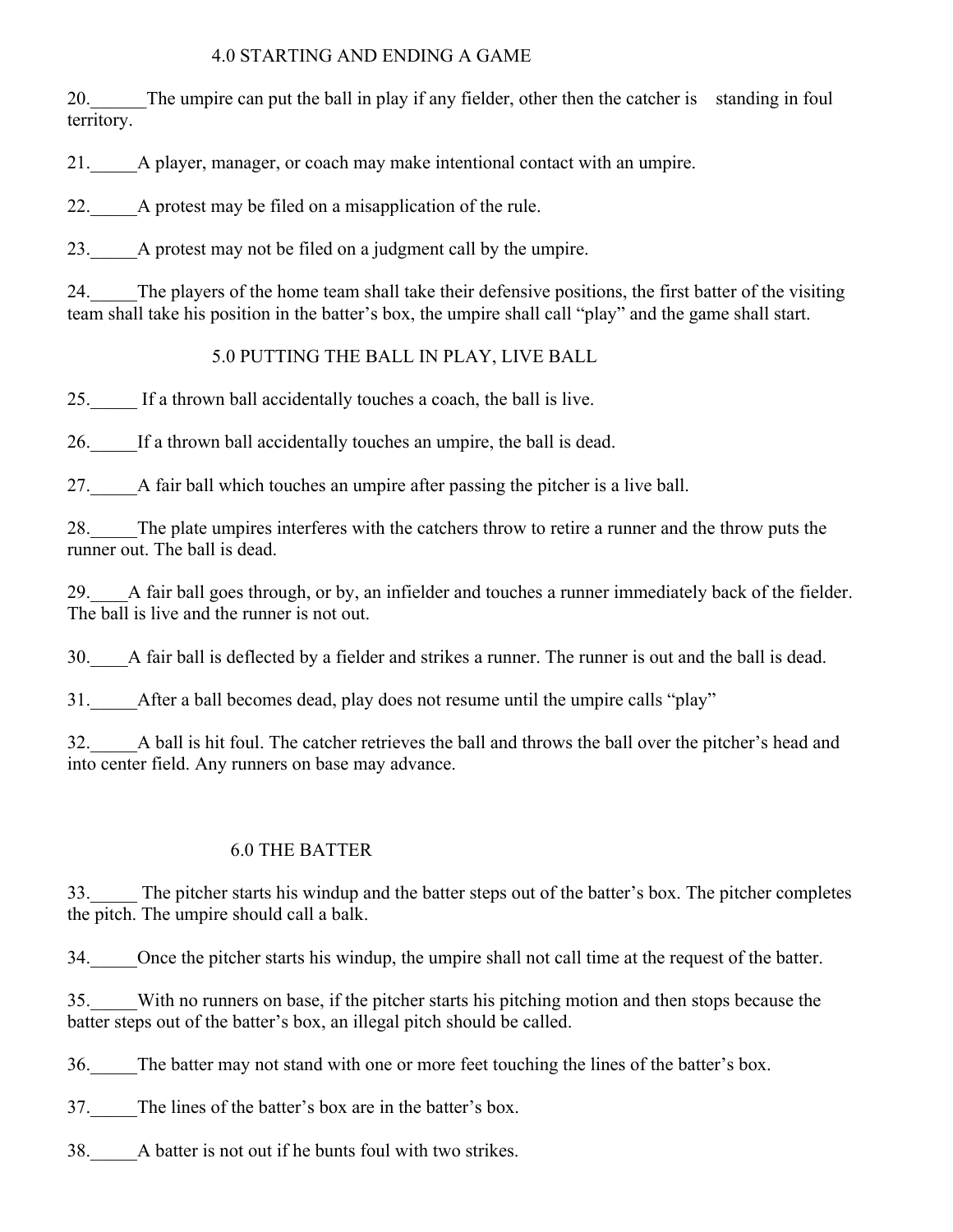## 4.0 STARTING AND ENDING A GAME

20.______The umpire can put the ball in play if any fielder, other then the catcher is standing in foul territory.

21._____A player, manager, or coach may make intentional contact with an umpire.

22._____A protest may be filed on a misapplication of the rule.

23._____A protest may not be filed on a judgment call by the umpire.

24._____The players of the home team shall take their defensive positions, the first batter of the visiting team shall take his position in the batter's box, the umpire shall call "play" and the game shall start.

## 5.0 PUTTING THE BALL IN PLAY, LIVE BALL

25._____ If a thrown ball accidentally touches a coach, the ball is live.

26._____If a thrown ball accidentally touches an umpire, the ball is dead.

27._____A fair ball which touches an umpire after passing the pitcher is a live ball.

28._____The plate umpires interferes with the catchers throw to retire a runner and the throw puts the runner out. The ball is dead.

29.____A fair ball goes through, or by, an infielder and touches a runner immediately back of the fielder. The ball is live and the runner is not out.

30.____A fair ball is deflected by a fielder and strikes a runner. The runner is out and the ball is dead.

31._____After a ball becomes dead, play does not resume until the umpire calls "play"

32._____A ball is hit foul. The catcher retrieves the ball and throws the ball over the pitcher's head and into center field. Any runners on base may advance.

## 6.0 THE BATTER

33._____ The pitcher starts his windup and the batter steps out of the batter's box. The pitcher completes the pitch. The umpire should call a balk.

34._____Once the pitcher starts his windup, the umpire shall not call time at the request of the batter.

35._____With no runners on base, if the pitcher starts his pitching motion and then stops because the batter steps out of the batter's box, an illegal pitch should be called.

36._____The batter may not stand with one or more feet touching the lines of the batter's box.

37._____The lines of the batter's box are in the batter's box.

38._____A batter is not out if he bunts foul with two strikes.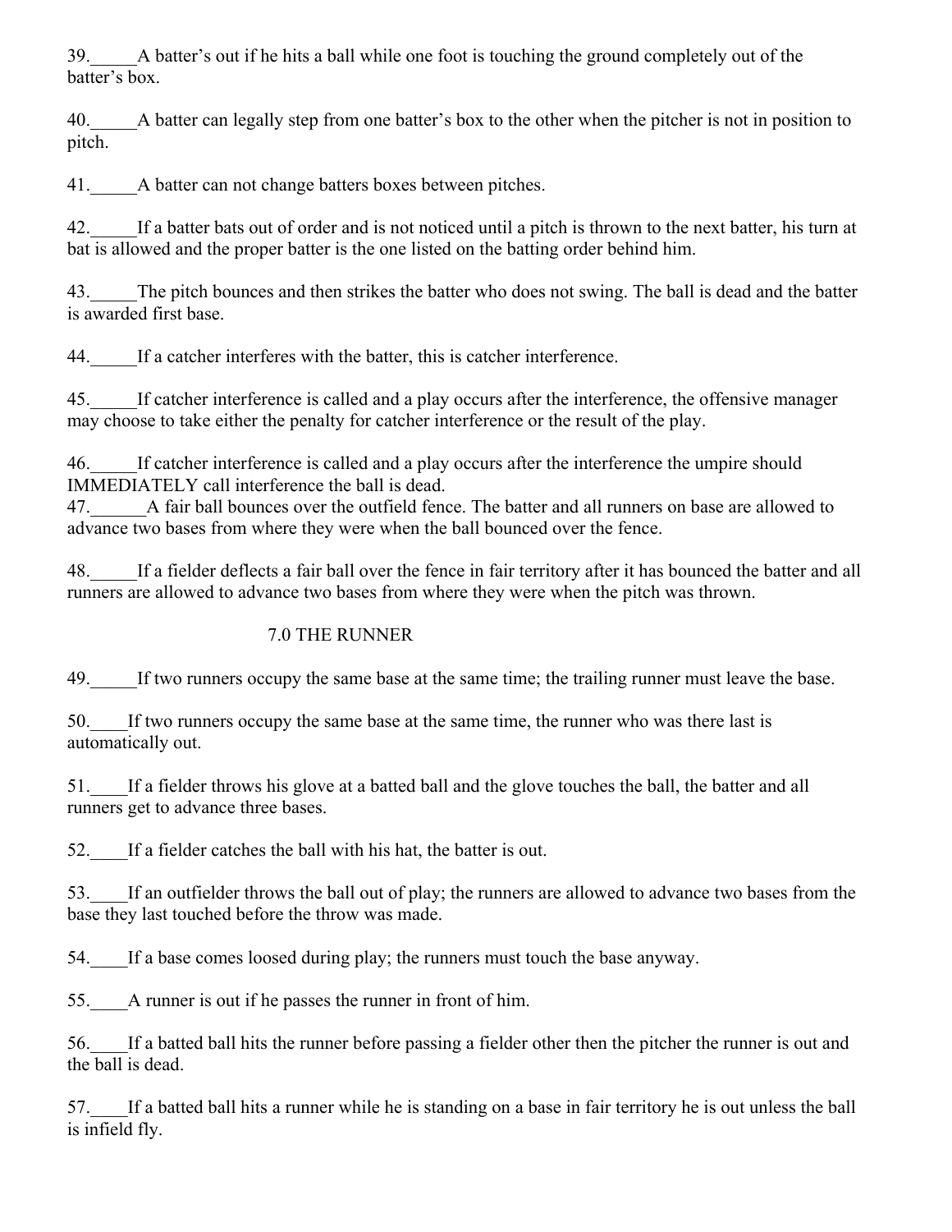39._____A batter's out if he hits a ball while one foot is touching the ground completely out of the batter's box.

40._____A batter can legally step from one batter's box to the other when the pitcher is not in position to pitch.

41._____A batter can not change batters boxes between pitches.

42._____If a batter bats out of order and is not noticed until a pitch is thrown to the next batter, his turn at bat is allowed and the proper batter is the one listed on the batting order behind him.

43._____The pitch bounces and then strikes the batter who does not swing. The ball is dead and the batter is awarded first base.

44._____If a catcher interferes with the batter, this is catcher interference.

45._____If catcher interference is called and a play occurs after the interference, the offensive manager may choose to take either the penalty for catcher interference or the result of the play.

46._____If catcher interference is called and a play occurs after the interference the umpire should IMMEDIATELY call interference the ball is dead.

47.______A fair ball bounces over the outfield fence. The batter and all runners on base are allowed to advance two bases from where they were when the ball bounced over the fence.

48._____If a fielder deflects a fair ball over the fence in fair territory after it has bounced the batter and all runners are allowed to advance two bases from where they were when the pitch was thrown.

## 7.0 THE RUNNER

49._____If two runners occupy the same base at the same time; the trailing runner must leave the base.

50.____If two runners occupy the same base at the same time, the runner who was there last is automatically out.

51.____If a fielder throws his glove at a batted ball and the glove touches the ball, the batter and all runners get to advance three bases.

52.____If a fielder catches the ball with his hat, the batter is out.

53.____If an outfielder throws the ball out of play; the runners are allowed to advance two bases from the base they last touched before the throw was made.

54.____If a base comes loosed during play; the runners must touch the base anyway.

55.____A runner is out if he passes the runner in front of him.

56.____If a batted ball hits the runner before passing a fielder other then the pitcher the runner is out and the ball is dead.

57.____If a batted ball hits a runner while he is standing on a base in fair territory he is out unless the ball is infield fly.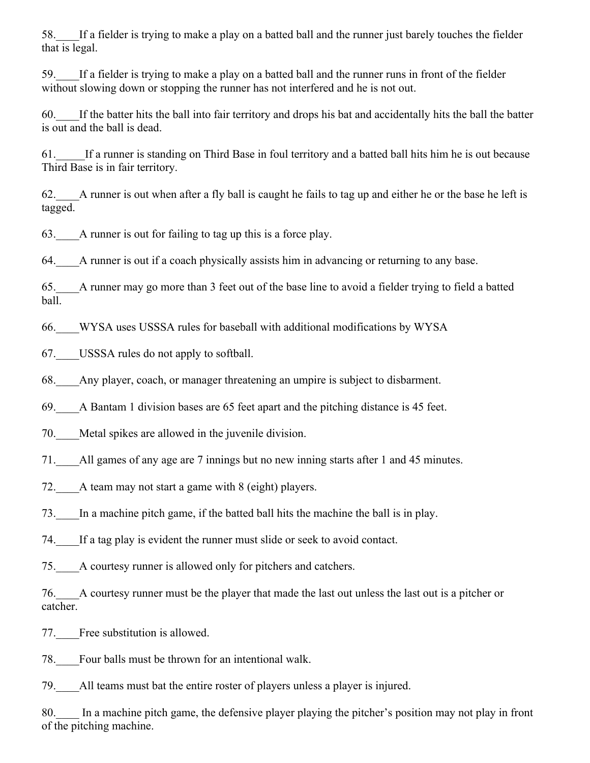58.____If a fielder is trying to make a play on a batted ball and the runner just barely touches the fielder that is legal.

59.____If a fielder is trying to make a play on a batted ball and the runner runs in front of the fielder without slowing down or stopping the runner has not interfered and he is not out.

60.____If the batter hits the ball into fair territory and drops his bat and accidentally hits the ball the batter is out and the ball is dead.

61._____If a runner is standing on Third Base in foul territory and a batted ball hits him he is out because Third Base is in fair territory.

62.____A runner is out when after a fly ball is caught he fails to tag up and either he or the base he left is tagged.

63.____A runner is out for failing to tag up this is a force play.

64.____A runner is out if a coach physically assists him in advancing or returning to any base.

65.____A runner may go more than 3 feet out of the base line to avoid a fielder trying to field a batted ball.

66.____WYSA uses USSSA rules for baseball with additional modifications by WYSA

67.____USSSA rules do not apply to softball.

68.____Any player, coach, or manager threatening an umpire is subject to disbarment.

69.____A Bantam 1 division bases are 65 feet apart and the pitching distance is 45 feet.

70.____Metal spikes are allowed in the juvenile division.

71.____All games of any age are 7 innings but no new inning starts after 1 and 45 minutes.

72.____A team may not start a game with 8 (eight) players.

73.____In a machine pitch game, if the batted ball hits the machine the ball is in play.

74.____If a tag play is evident the runner must slide or seek to avoid contact.

75.____A courtesy runner is allowed only for pitchers and catchers.

76.____A courtesy runner must be the player that made the last out unless the last out is a pitcher or catcher.

77.____Free substitution is allowed.

78.____Four balls must be thrown for an intentional walk.

79.____All teams must bat the entire roster of players unless a player is injured.

80.____ In a machine pitch game, the defensive player playing the pitcher's position may not play in front of the pitching machine.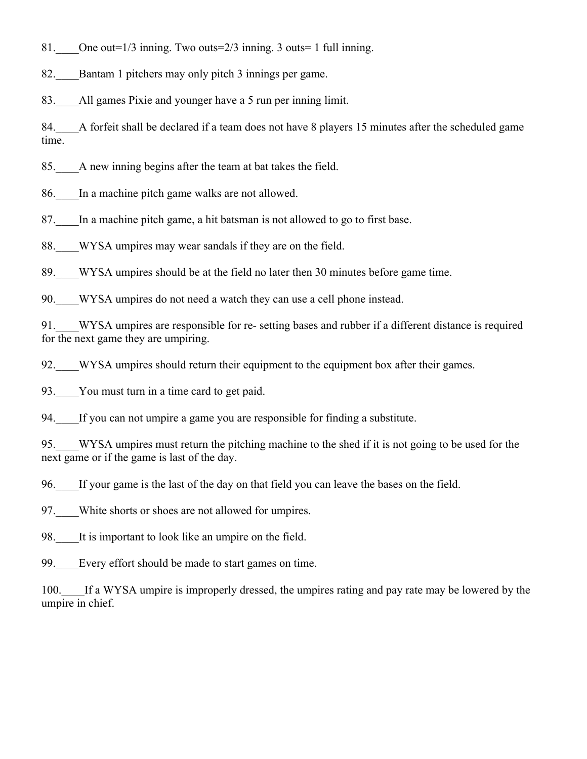81.____One out=1/3 inning. Two outs=2/3 inning. 3 outs= 1 full inning.

82.____Bantam 1 pitchers may only pitch 3 innings per game.

83.____All games Pixie and younger have a 5 run per inning limit.

84.____A forfeit shall be declared if a team does not have 8 players 15 minutes after the scheduled game time.

85.____A new inning begins after the team at bat takes the field.

86.____In a machine pitch game walks are not allowed.

87.____In a machine pitch game, a hit batsman is not allowed to go to first base.

88.____WYSA umpires may wear sandals if they are on the field.

89.____WYSA umpires should be at the field no later then 30 minutes before game time.

90.____WYSA umpires do not need a watch they can use a cell phone instead.

91.____WYSA umpires are responsible for re- setting bases and rubber if a different distance is required for the next game they are umpiring.

92.____WYSA umpires should return their equipment to the equipment box after their games.

93.____You must turn in a time card to get paid.

94.____If you can not umpire a game you are responsible for finding a substitute.

95.____WYSA umpires must return the pitching machine to the shed if it is not going to be used for the next game or if the game is last of the day.

96.____If your game is the last of the day on that field you can leave the bases on the field.

97.____White shorts or shoes are not allowed for umpires.

98.____It is important to look like an umpire on the field.

99.____Every effort should be made to start games on time.

100.____If a WYSA umpire is improperly dressed, the umpires rating and pay rate may be lowered by the umpire in chief.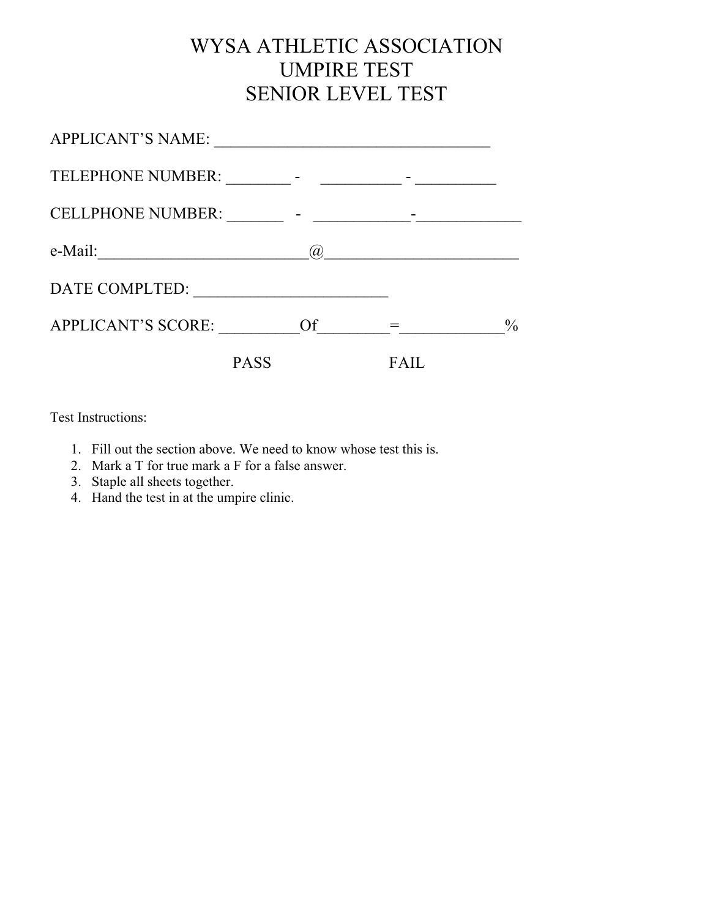# WYSA ATHLETIC ASSOCIATION
# UMPIRE TEST
# SENIOR LEVEL TEST

APPLICANT'S NAME: ___________________________________

TELEPHONE NUMBER: ________ - __________ - __________

CELLPHONE NUMBER: _______ - ____________-_____________

e-Mail:__________________________@________________________

DATE COMPLTED: ________________________

APPLICANT'S SCORE: __________Of_________=_____________%

PASS FAIL

Test Instructions:

1. Fill out the section above. We need to know whose test this is.
2. Mark a T for true mark a F for a false answer.
3. Staple all sheets together.
4. Hand the test in at the umpire clinic.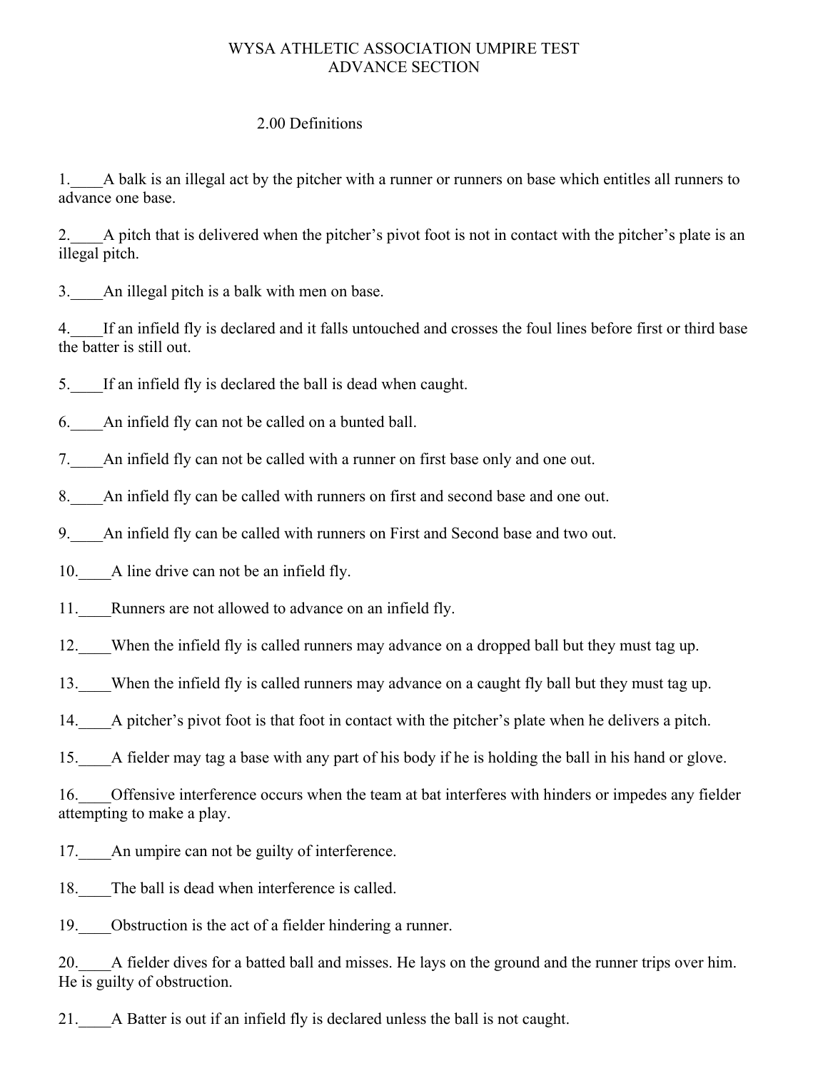# WYSA ATHLETIC ASSOCIATION UMPIRE TEST
## ADVANCE SECTION

### 2.00 Definitions

1.____A balk is an illegal act by the pitcher with a runner or runners on base which entitles all runners to advance one base.

2.____A pitch that is delivered when the pitcher's pivot foot is not in contact with the pitcher's plate is an illegal pitch.

3.____An illegal pitch is a balk with men on base.

4.____If an infield fly is declared and it falls untouched and crosses the foul lines before first or third base the batter is still out.

5.____If an infield fly is declared the ball is dead when caught.

6.____An infield fly can not be called on a bunted ball.

7.____An infield fly can not be called with a runner on first base only and one out.

8.____An infield fly can be called with runners on first and second base and one out.

9.____An infield fly can be called with runners on First and Second base and two out.

10.____A line drive can not be an infield fly.

11.____Runners are not allowed to advance on an infield fly.

12.____When the infield fly is called runners may advance on a dropped ball but they must tag up.

13.____When the infield fly is called runners may advance on a caught fly ball but they must tag up.

14.____A pitcher's pivot foot is that foot in contact with the pitcher's plate when he delivers a pitch.

15.____A fielder may tag a base with any part of his body if he is holding the ball in his hand or glove.

16.____Offensive interference occurs when the team at bat interferes with hinders or impedes any fielder attempting to make a play.

17.____An umpire can not be guilty of interference.

18.____The ball is dead when interference is called.

19.____Obstruction is the act of a fielder hindering a runner.

20.____A fielder dives for a batted ball and misses. He lays on the ground and the runner trips over him. He is guilty of obstruction.

21.____A Batter is out if an infield fly is declared unless the ball is not caught.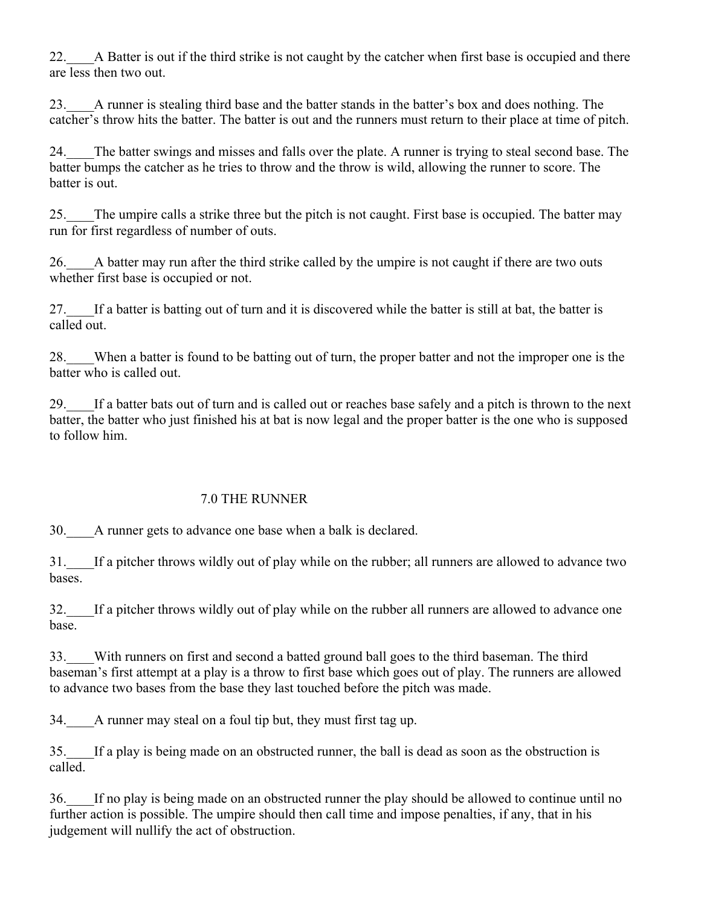22.____A Batter is out if the third strike is not caught by the catcher when first base is occupied and there are less then two out.

23.____A runner is stealing third base and the batter stands in the batter's box and does nothing. The catcher's throw hits the batter. The batter is out and the runners must return to their place at time of pitch.

24.____The batter swings and misses and falls over the plate. A runner is trying to steal second base. The batter bumps the catcher as he tries to throw and the throw is wild, allowing the runner to score. The batter is out.

25.____The umpire calls a strike three but the pitch is not caught. First base is occupied. The batter may run for first regardless of number of outs.

26.____A batter may run after the third strike called by the umpire is not caught if there are two outs whether first base is occupied or not.

27.____If a batter is batting out of turn and it is discovered while the batter is still at bat, the batter is called out.

28.____When a batter is found to be batting out of turn, the proper batter and not the improper one is the batter who is called out.

29.____If a batter bats out of turn and is called out or reaches base safely and a pitch is thrown to the next batter, the batter who just finished his at bat is now legal and the proper batter is the one who is supposed to follow him.

## 7.0 THE RUNNER

30.____A runner gets to advance one base when a balk is declared.

31.____If a pitcher throws wildly out of play while on the rubber; all runners are allowed to advance two bases.

32.____If a pitcher throws wildly out of play while on the rubber all runners are allowed to advance one base.

33.____With runners on first and second a batted ground ball goes to the third baseman. The third baseman's first attempt at a play is a throw to first base which goes out of play. The runners are allowed to advance two bases from the base they last touched before the pitch was made.

34.____A runner may steal on a foul tip but, they must first tag up.

35.____If a play is being made on an obstructed runner, the ball is dead as soon as the obstruction is called.

36.____If no play is being made on an obstructed runner the play should be allowed to continue until no further action is possible. The umpire should then call time and impose penalties, if any, that in his judgement will nullify the act of obstruction.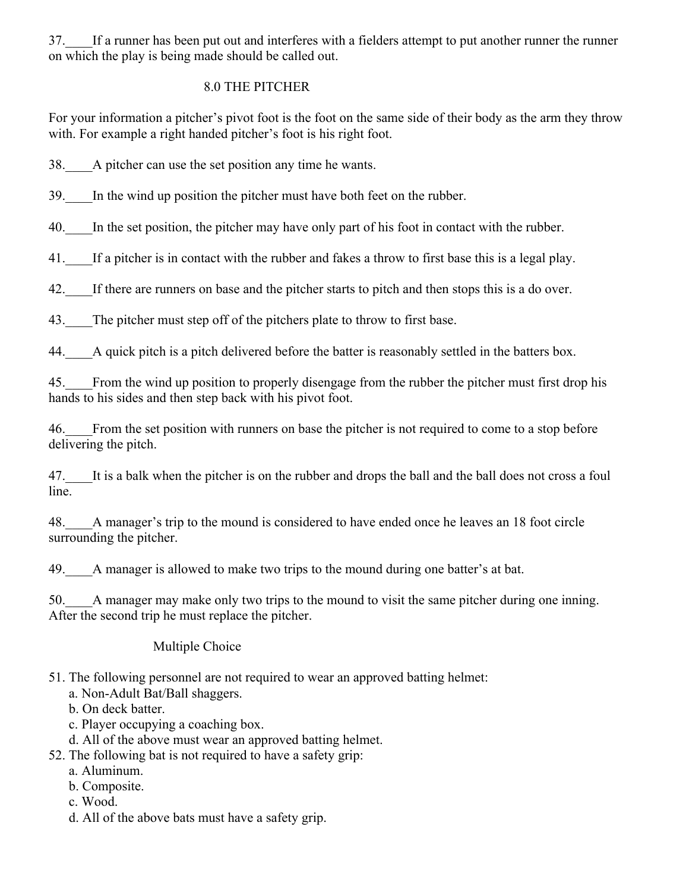37.____If a runner has been put out and interferes with a fielders attempt to put another runner the runner on which the play is being made should be called out.

## 8.0 THE PITCHER

For your information a pitcher's pivot foot is the foot on the same side of their body as the arm they throw with. For example a right handed pitcher's foot is his right foot.

38.____A pitcher can use the set position any time he wants.

39.____In the wind up position the pitcher must have both feet on the rubber.

40.____In the set position, the pitcher may have only part of his foot in contact with the rubber.

41.____If a pitcher is in contact with the rubber and fakes a throw to first base this is a legal play.

42.____If there are runners on base and the pitcher starts to pitch and then stops this is a do over.

43.____The pitcher must step off of the pitchers plate to throw to first base.

44.____A quick pitch is a pitch delivered before the batter is reasonably settled in the batters box.

45.____From the wind up position to properly disengage from the rubber the pitcher must first drop his hands to his sides and then step back with his pivot foot.

46.____From the set position with runners on base the pitcher is not required to come to a stop before delivering the pitch.

47.____It is a balk when the pitcher is on the rubber and drops the ball and the ball does not cross a foul line.

48.____A manager's trip to the mound is considered to have ended once he leaves an 18 foot circle surrounding the pitcher.

49.____A manager is allowed to make two trips to the mound during one batter's at bat.

50.____A manager may make only two trips to the mound to visit the same pitcher during one inning. After the second trip he must replace the pitcher.

## Multiple Choice

51. The following personnel are not required to wear an approved batting helmet:
    a. Non-Adult Bat/Ball shaggers.
    b. On deck batter.
    c. Player occupying a coaching box.
    d. All of the above must wear an approved batting helmet.
52. The following bat is not required to have a safety grip:
    a. Aluminum.
    b. Composite.
    c. Wood.
    d. All of the above bats must have a safety grip.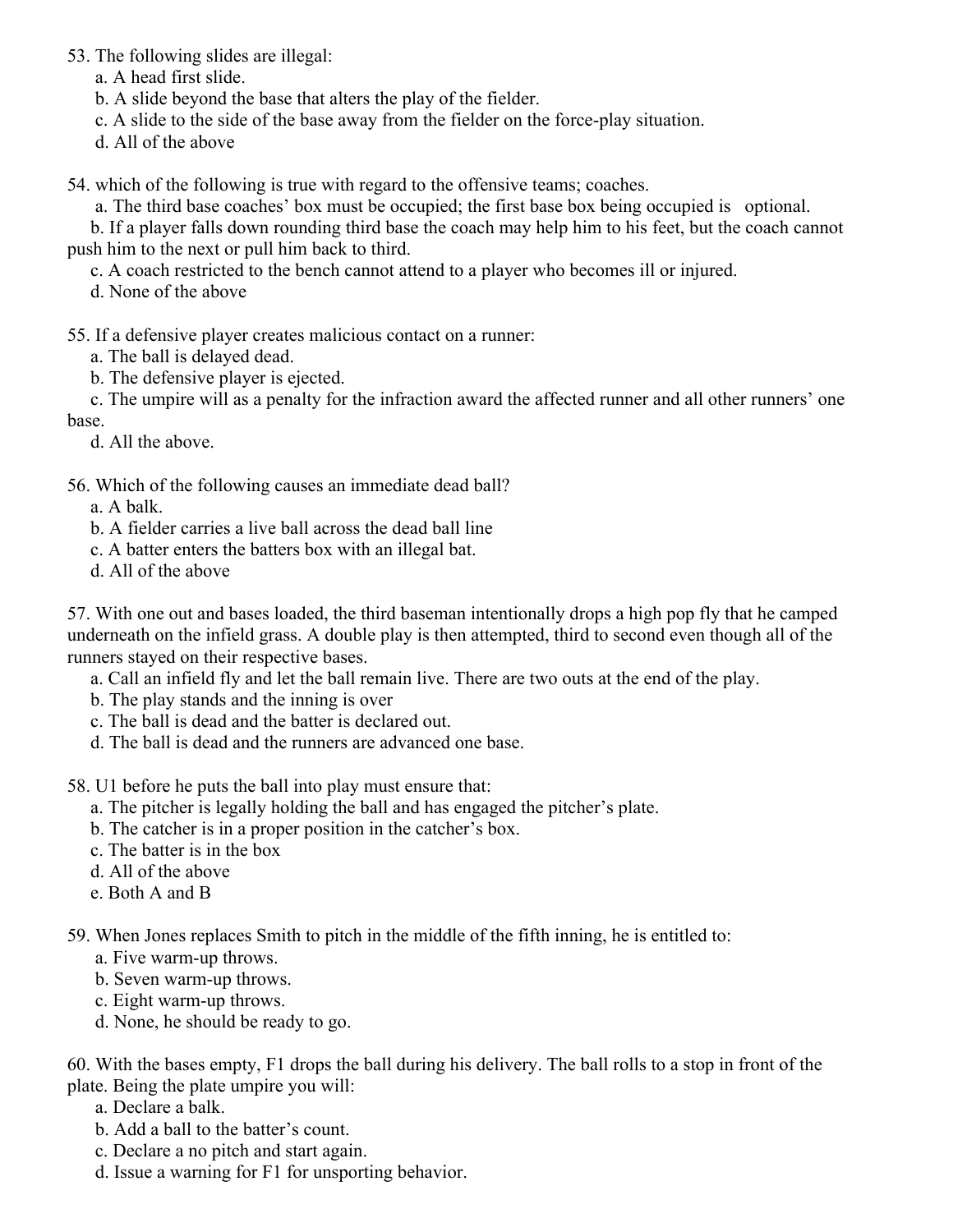53. The following slides are illegal:
    a. A head first slide.
    b. A slide beyond the base that alters the play of the fielder.
    c. A slide to the side of the base away from the fielder on the force-play situation.
    d. All of the above

54. which of the following is true with regard to the offensive teams; coaches.
    a. The third base coaches' box must be occupied; the first base box being occupied is optional.
    b. If a player falls down rounding third base the coach may help him to his feet, but the coach cannot push him to the next or pull him back to third.
    c. A coach restricted to the bench cannot attend to a player who becomes ill or injured.
    d. None of the above

55. If a defensive player creates malicious contact on a runner:
    a. The ball is delayed dead.
    b. The defensive player is ejected.
    c. The umpire will as a penalty for the infraction award the affected runner and all other runners' one base.
    d. All the above.

56. Which of the following causes an immediate dead ball?
    a. A balk.
    b. A fielder carries a live ball across the dead ball line
    c. A batter enters the batters box with an illegal bat.
    d. All of the above

57. With one out and bases loaded, the third baseman intentionally drops a high pop fly that he camped underneath on the infield grass. A double play is then attempted, third to second even though all of the runners stayed on their respective bases.
    a. Call an infield fly and let the ball remain live. There are two outs at the end of the play.
    b. The play stands and the inning is over
    c. The ball is dead and the batter is declared out.
    d. The ball is dead and the runners are advanced one base.

58. U1 before he puts the ball into play must ensure that:
    a. The pitcher is legally holding the ball and has engaged the pitcher's plate.
    b. The catcher is in a proper position in the catcher's box.
    c. The batter is in the box
    d. All of the above
    e. Both A and B

59. When Jones replaces Smith to pitch in the middle of the fifth inning, he is entitled to:
    a. Five warm-up throws.
    b. Seven warm-up throws.
    c. Eight warm-up throws.
    d. None, he should be ready to go.

60. With the bases empty, F1 drops the ball during his delivery. The ball rolls to a stop in front of the plate. Being the plate umpire you will:
    a. Declare a balk.
    b. Add a ball to the batter's count.
    c. Declare a no pitch and start again.
    d. Issue a warning for F1 for unsporting behavior.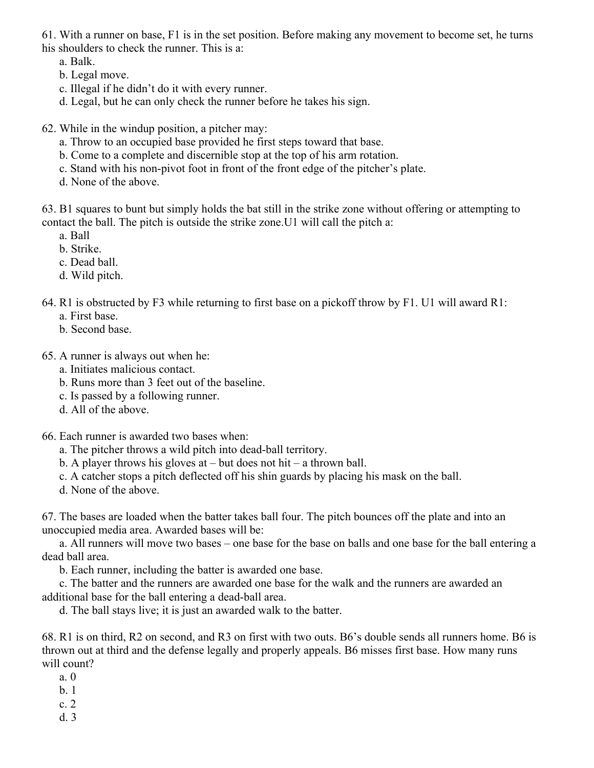61. With a runner on base, F1 is in the set position. Before making any movement to become set, he turns his shoulders to check the runner. This is a:

   a. Balk.
   b. Legal move.
   c. Illegal if he didn't do it with every runner.
   d. Legal, but he can only check the runner before he takes his sign.

62. While in the windup position, a pitcher may:

   a. Throw to an occupied base provided he first steps toward that base.
   b. Come to a complete and discernible stop at the top of his arm rotation.
   c. Stand with his non-pivot foot in front of the front edge of the pitcher's plate.
   d. None of the above.

63. B1 squares to bunt but simply holds the bat still in the strike zone without offering or attempting to contact the ball. The pitch is outside the strike zone.U1 will call the pitch a:

   a. Ball
   b. Strike.
   c. Dead ball.
   d. Wild pitch.

64. R1 is obstructed by F3 while returning to first base on a pickoff throw by F1. U1 will award R1:

   a. First base.
   b. Second base.

65. A runner is always out when he:

   a. Initiates malicious contact.
   b. Runs more than 3 feet out of the baseline.
   c. Is passed by a following runner.
   d. All of the above.

66. Each runner is awarded two bases when:

   a. The pitcher throws a wild pitch into dead-ball territory.
   b. A player throws his gloves at – but does not hit – a thrown ball.
   c. A catcher stops a pitch deflected off his shin guards by placing his mask on the ball.
   d. None of the above.

67. The bases are loaded when the batter takes ball four. The pitch bounces off the plate and into an unoccupied media area. Awarded bases will be:

   a. All runners will move two bases – one base for the base on balls and one base for the ball entering a dead ball area.
   b. Each runner, including the batter is awarded one base.
   c. The batter and the runners are awarded one base for the walk and the runners are awarded an additional base for the ball entering a dead-ball area.
   d. The ball stays live; it is just an awarded walk to the batter.

68. R1 is on third, R2 on second, and R3 on first with two outs. B6's double sends all runners home. B6 is thrown out at third and the defense legally and properly appeals. B6 misses first base. How many runs will count?

   a. 0
   b. 1
   c. 2
   d. 3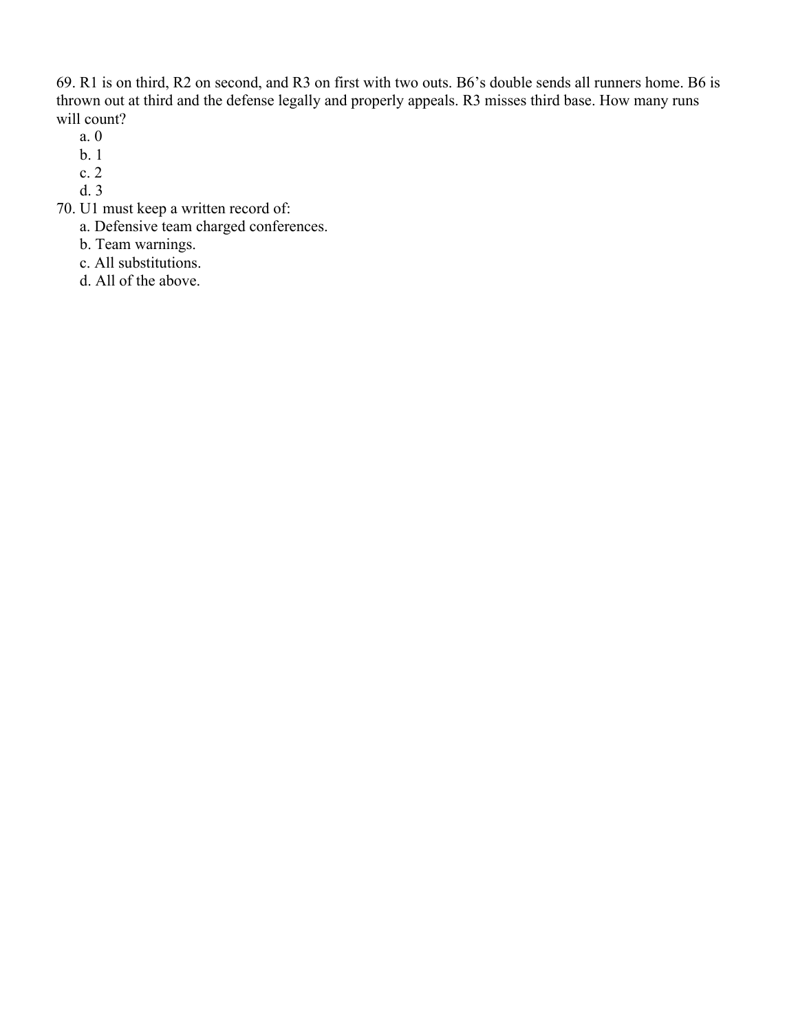69. R1 is on third, R2 on second, and R3 on first with two outs. B6's double sends all runners home. B6 is thrown out at third and the defense legally and properly appeals. R3 misses third base. How many runs will count?

   a. 0
   b. 1
   c. 2
   d. 3

70. U1 must keep a written record of:

   a. Defensive team charged conferences.
   b. Team warnings.
   c. All substitutions.
   d. All of the above.